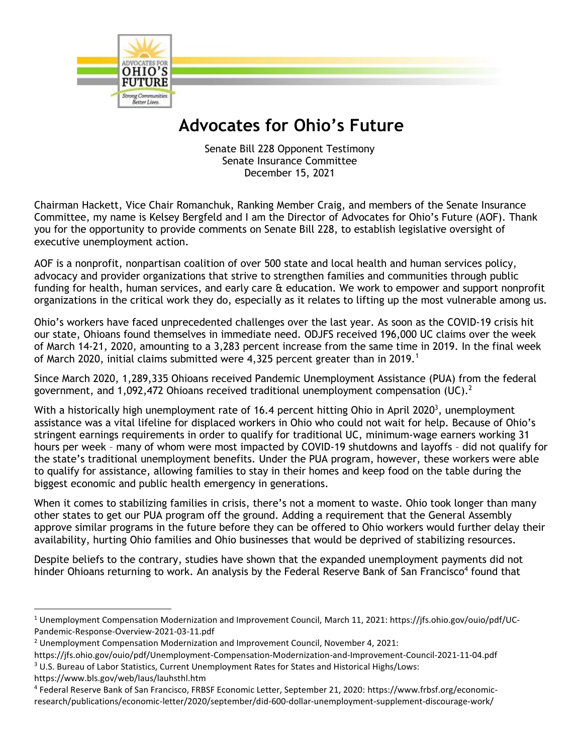# Advocates for Ohio's Future

Senate Bill 228 Opponent Testimony
Senate Insurance Committee
December 15, 2021

Chairman Hackett, Vice Chair Romanchuk, Ranking Member Craig, and members of the Senate Insurance Committee, my name is Kelsey Bergfeld and I am the Director of Advocates for Ohio's Future (AOF). Thank you for the opportunity to provide comments on Senate Bill 228, to establish legislative oversight of executive unemployment action.

AOF is a nonprofit, nonpartisan coalition of over 500 state and local health and human services policy, advocacy and provider organizations that strive to strengthen families and communities through public funding for health, human services, and early care & education. We work to empower and support nonprofit organizations in the critical work they do, especially as it relates to lifting up the most vulnerable among us.

Ohio's workers have faced unprecedented challenges over the last year. As soon as the COVID-19 crisis hit our state, Ohioans found themselves in immediate need. ODJFS received 196,000 UC claims over the week of March 14-21, 2020, amounting to a 3,283 percent increase from the same time in 2019. In the final week of March 2020, initial claims submitted were 4,325 percent greater than in 2019.[1]

Since March 2020, 1,289,335 Ohioans received Pandemic Unemployment Assistance (PUA) from the federal government, and 1,092,472 Ohioans received traditional unemployment compensation (UC).[2]

With a historically high unemployment rate of 16.4 percent hitting Ohio in April 2020[3], unemployment assistance was a vital lifeline for displaced workers in Ohio who could not wait for help. Because of Ohio's stringent earnings requirements in order to qualify for traditional UC, minimum-wage earners working 31 hours per week – many of whom were most impacted by COVID-19 shutdowns and layoffs – did not qualify for the state's traditional unemployment benefits. Under the PUA program, however, these workers were able to qualify for assistance, allowing families to stay in their homes and keep food on the table during the biggest economic and public health emergency in generations.

When it comes to stabilizing families in crisis, there's not a moment to waste. Ohio took longer than many other states to get our PUA program off the ground. Adding a requirement that the General Assembly approve similar programs in the future before they can be offered to Ohio workers would further delay their availability, hurting Ohio families and Ohio businesses that would be deprived of stabilizing resources.

Despite beliefs to the contrary, studies have shown that the expanded unemployment payments did not hinder Ohioans returning to work. An analysis by the Federal Reserve Bank of San Francisco[4] found that

---

[1] Unemployment Compensation Modernization and Improvement Council, March 11, 2021: https://jfs.ohio.gov/ouio/pdf/UC-Pandemic-Response-Overview-2021-03-11.pdf

[2] Unemployment Compensation Modernization and Improvement Council, November 4, 2021: https://jfs.ohio.gov/ouio/pdf/Unemployment-Compensation-Modernization-and-Improvement-Council-2021-11-04.pdf

[3] U.S. Bureau of Labor Statistics, Current Unemployment Rates for States and Historical Highs/Lows: https://www.bls.gov/web/laus/lauhsthl.htm

[4] Federal Reserve Bank of San Francisco, FRBSF Economic Letter, September 21, 2020: https://www.frbsf.org/economic-research/publications/economic-letter/2020/september/did-600-dollar-unemployment-supplement-discourage-work/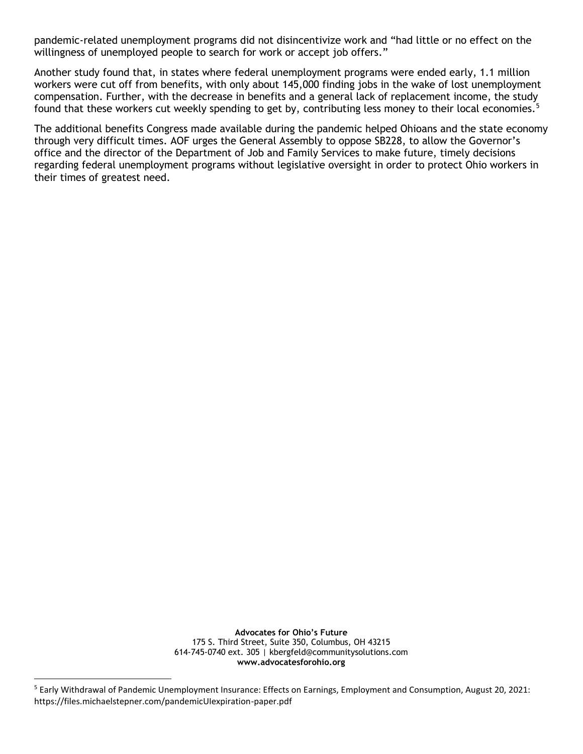pandemic-related unemployment programs did not disincentivize work and "had little or no effect on the willingness of unemployed people to search for work or accept job offers."

Another study found that, in states where federal unemployment programs were ended early, 1.1 million workers were cut off from benefits, with only about 145,000 finding jobs in the wake of lost unemployment compensation. Further, with the decrease in benefits and a general lack of replacement income, the study found that these workers cut weekly spending to get by, contributing less money to their local economies.[5]

The additional benefits Congress made available during the pandemic helped Ohioans and the state economy through very difficult times. AOF urges the General Assembly to oppose SB228, to allow the Governor's office and the director of the Department of Job and Family Services to make future, timely decisions regarding federal unemployment programs without legislative oversight in order to protect Ohio workers in their times of greatest need.

**Advocates for Ohio's Future**
175 S. Third Street, Suite 350, Columbus, OH 43215
614-745-0740 ext. 305 | kbergfeld@communitysolutions.com
**www.advocatesforohio.org**

[5] Early Withdrawal of Pandemic Unemployment Insurance: Effects on Earnings, Employment and Consumption, August 20, 2021: https://files.michaelstepner.com/pandemicUIexpiration-paper.pdf